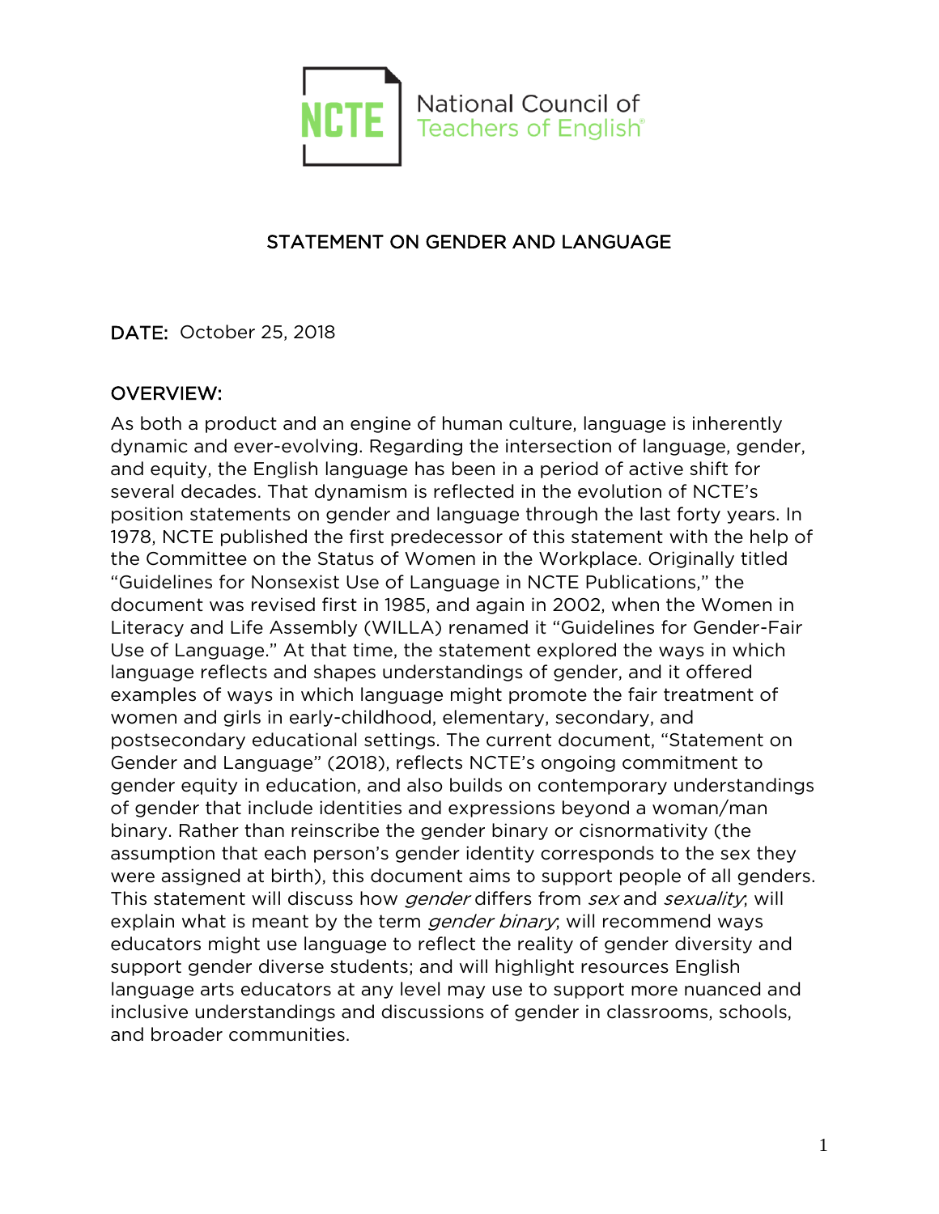National Council of Teachers of English

# STATEMENT ON GENDER AND LANGUAGE

**DATE:** October 25, 2018

## OVERVIEW:

As both a product and an engine of human culture, language is inherently dynamic and ever-evolving. Regarding the intersection of language, gender, and equity, the English language has been in a period of active shift for several decades. That dynamism is reflected in the evolution of NCTE's position statements on gender and language through the last forty years. In 1978, NCTE published the first predecessor of this statement with the help of the Committee on the Status of Women in the Workplace. Originally titled "Guidelines for Nonsexist Use of Language in NCTE Publications," the document was revised first in 1985, and again in 2002, when the Women in Literacy and Life Assembly (WILLA) renamed it "Guidelines for Gender-Fair Use of Language." At that time, the statement explored the ways in which language reflects and shapes understandings of gender, and it offered examples of ways in which language might promote the fair treatment of women and girls in early-childhood, elementary, secondary, and postsecondary educational settings. The current document, "Statement on Gender and Language" (2018), reflects NCTE's ongoing commitment to gender equity in education, and also builds on contemporary understandings of gender that include identities and expressions beyond a woman/man binary. Rather than reinscribe the gender binary or cisnormativity (the assumption that each person's gender identity corresponds to the sex they were assigned at birth), this document aims to support people of all genders. This statement will discuss how *gender* differs from *sex* and *sexuality*; will explain what is meant by the term *gender binary*; will recommend ways educators might use language to reflect the reality of gender diversity and support gender diverse students; and will highlight resources English language arts educators at any level may use to support more nuanced and inclusive understandings and discussions of gender in classrooms, schools, and broader communities.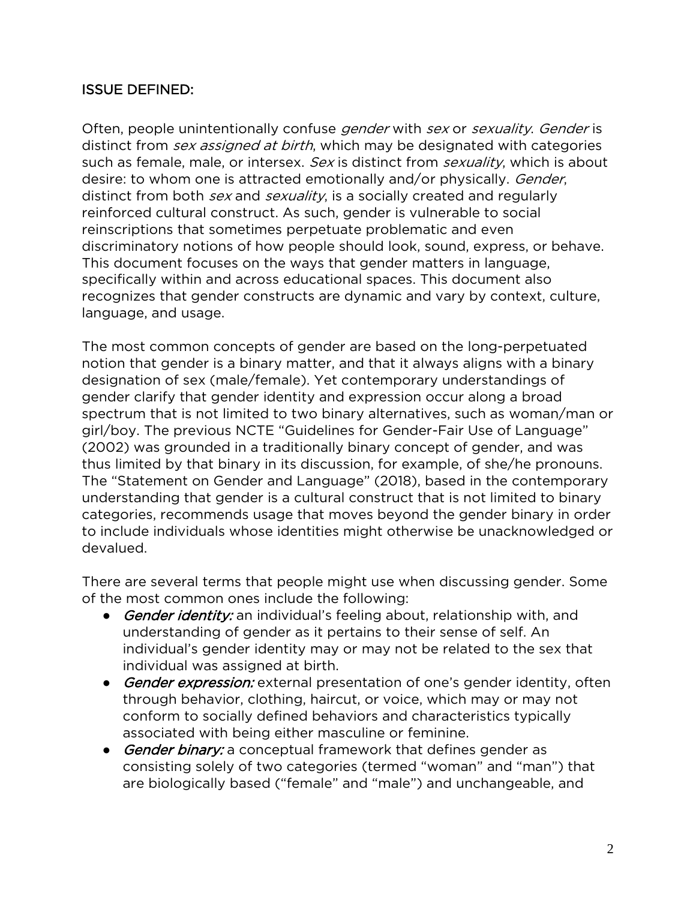## ISSUE DEFINED:

Often, people unintentionally confuse *gender* with *sex* or *sexuality*. *Gender* is distinct from *sex assigned at birth*, which may be designated with categories such as female, male, or intersex. *Sex* is distinct from *sexuality*, which is about desire: to whom one is attracted emotionally and/or physically. *Gender*, distinct from both *sex* and *sexuality*, is a socially created and regularly reinforced cultural construct. As such, gender is vulnerable to social reinscriptions that sometimes perpetuate problematic and even discriminatory notions of how people should look, sound, express, or behave. This document focuses on the ways that gender matters in language, specifically within and across educational spaces. This document also recognizes that gender constructs are dynamic and vary by context, culture, language, and usage.

The most common concepts of gender are based on the long-perpetuated notion that gender is a binary matter, and that it always aligns with a binary designation of sex (male/female). Yet contemporary understandings of gender clarify that gender identity and expression occur along a broad spectrum that is not limited to two binary alternatives, such as woman/man or girl/boy. The previous NCTE "Guidelines for Gender-Fair Use of Language" (2002) was grounded in a traditionally binary concept of gender, and was thus limited by that binary in its discussion, for example, of she/he pronouns. The "Statement on Gender and Language" (2018), based in the contemporary understanding that gender is a cultural construct that is not limited to binary categories, recommends usage that moves beyond the gender binary in order to include individuals whose identities might otherwise be unacknowledged or devalued.

There are several terms that people might use when discussing gender. Some of the most common ones include the following:

- *Gender identity:* an individual's feeling about, relationship with, and understanding of gender as it pertains to their sense of self. An individual's gender identity may or may not be related to the sex that individual was assigned at birth.
- *Gender expression:* external presentation of one's gender identity, often through behavior, clothing, haircut, or voice, which may or may not conform to socially defined behaviors and characteristics typically associated with being either masculine or feminine.
- *Gender binary:* a conceptual framework that defines gender as consisting solely of two categories (termed "woman" and "man") that are biologically based ("female" and "male") and unchangeable, and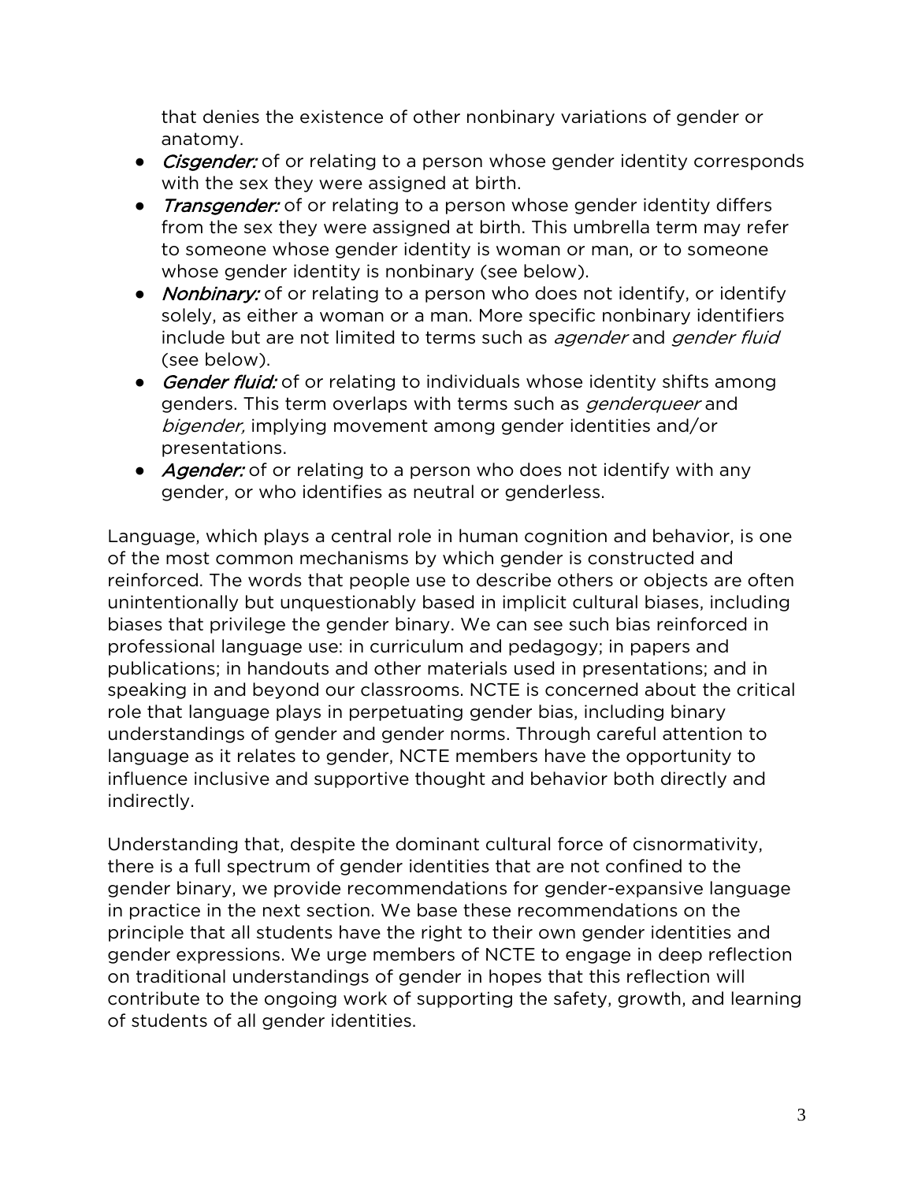that denies the existence of other nonbinary variations of gender or anatomy.

- *Cisgender:* of or relating to a person whose gender identity corresponds with the sex they were assigned at birth.
- *Transgender:* of or relating to a person whose gender identity differs from the sex they were assigned at birth. This umbrella term may refer to someone whose gender identity is woman or man, or to someone whose gender identity is nonbinary (see below).
- *Nonbinary:* of or relating to a person who does not identify, or identify solely, as either a woman or a man. More specific nonbinary identifiers include but are not limited to terms such as *agender* and *gender fluid* (see below).
- *Gender fluid:* of or relating to individuals whose identity shifts among genders. This term overlaps with terms such as *genderqueer* and *bigender,* implying movement among gender identities and/or presentations.
- *Agender:* of or relating to a person who does not identify with any gender, or who identifies as neutral or genderless.

Language, which plays a central role in human cognition and behavior, is one of the most common mechanisms by which gender is constructed and reinforced. The words that people use to describe others or objects are often unintentionally but unquestionably based in implicit cultural biases, including biases that privilege the gender binary. We can see such bias reinforced in professional language use: in curriculum and pedagogy; in papers and publications; in handouts and other materials used in presentations; and in speaking in and beyond our classrooms. NCTE is concerned about the critical role that language plays in perpetuating gender bias, including binary understandings of gender and gender norms. Through careful attention to language as it relates to gender, NCTE members have the opportunity to influence inclusive and supportive thought and behavior both directly and indirectly.

Understanding that, despite the dominant cultural force of cisnormativity, there is a full spectrum of gender identities that are not confined to the gender binary, we provide recommendations for gender-expansive language in practice in the next section. We base these recommendations on the principle that all students have the right to their own gender identities and gender expressions. We urge members of NCTE to engage in deep reflection on traditional understandings of gender in hopes that this reflection will contribute to the ongoing work of supporting the safety, growth, and learning of students of all gender identities.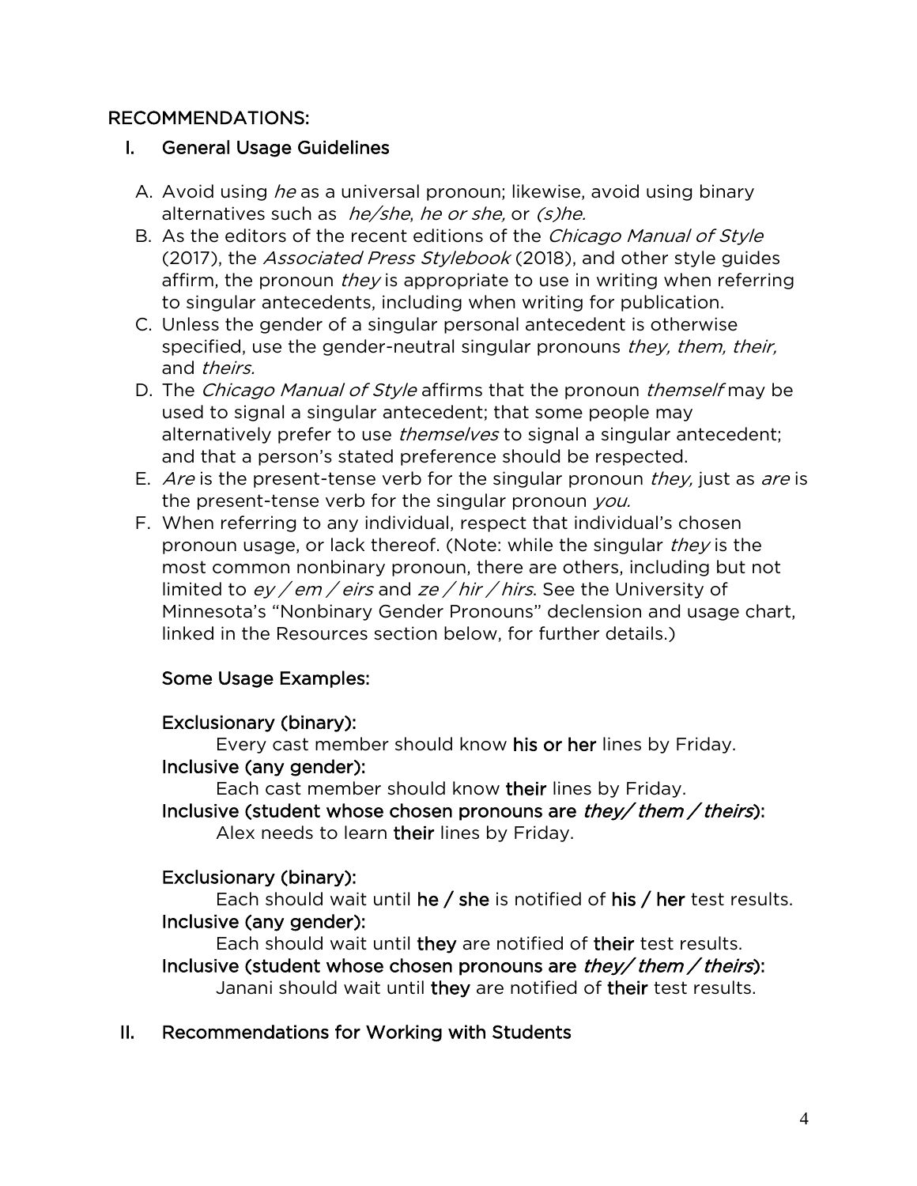RECOMMENDATIONS:

## I. General Usage Guidelines

A. Avoid using *he* as a universal pronoun; likewise, avoid using binary alternatives such as *he/she*, *he or she,* or *(s)he.*

B. As the editors of the recent editions of the *Chicago Manual of Style* (2017), the *Associated Press Stylebook* (2018), and other style guides affirm, the pronoun *they* is appropriate to use in writing when referring to singular antecedents, including when writing for publication.

C. Unless the gender of a singular personal antecedent is otherwise specified, use the gender-neutral singular pronouns *they, them, their,* and *theirs.*

D. The *Chicago Manual of Style* affirms that the pronoun *themself* may be used to signal a singular antecedent; that some people may alternatively prefer to use *themselves* to signal a singular antecedent; and that a person's stated preference should be respected.

E. *Are* is the present-tense verb for the singular pronoun *they,* just as *are* is the present-tense verb for the singular pronoun *you.*

F. When referring to any individual, respect that individual's chosen pronoun usage, or lack thereof. (Note: while the singular *they* is the most common nonbinary pronoun, there are others, including but not limited to *ey / em / eirs* and *ze / hir / hirs*. See the University of Minnesota's "Nonbinary Gender Pronouns" declension and usage chart, linked in the Resources section below, for further details.)

Some Usage Examples:

Exclusionary (binary):
Every cast member should know **his or her** lines by Friday.

Inclusive (any gender):
Each cast member should know **their** lines by Friday.

Inclusive (student whose chosen pronouns are *they/ them / theirs*):
Alex needs to learn **their** lines by Friday.

Exclusionary (binary):
Each should wait until **he / she** is notified of **his / her** test results.

Inclusive (any gender):
Each should wait until **they** are notified of **their** test results.

Inclusive (student whose chosen pronouns are *they/ them / theirs*):
Janani should wait until **they** are notified of **their** test results.

## II. Recommendations for Working with Students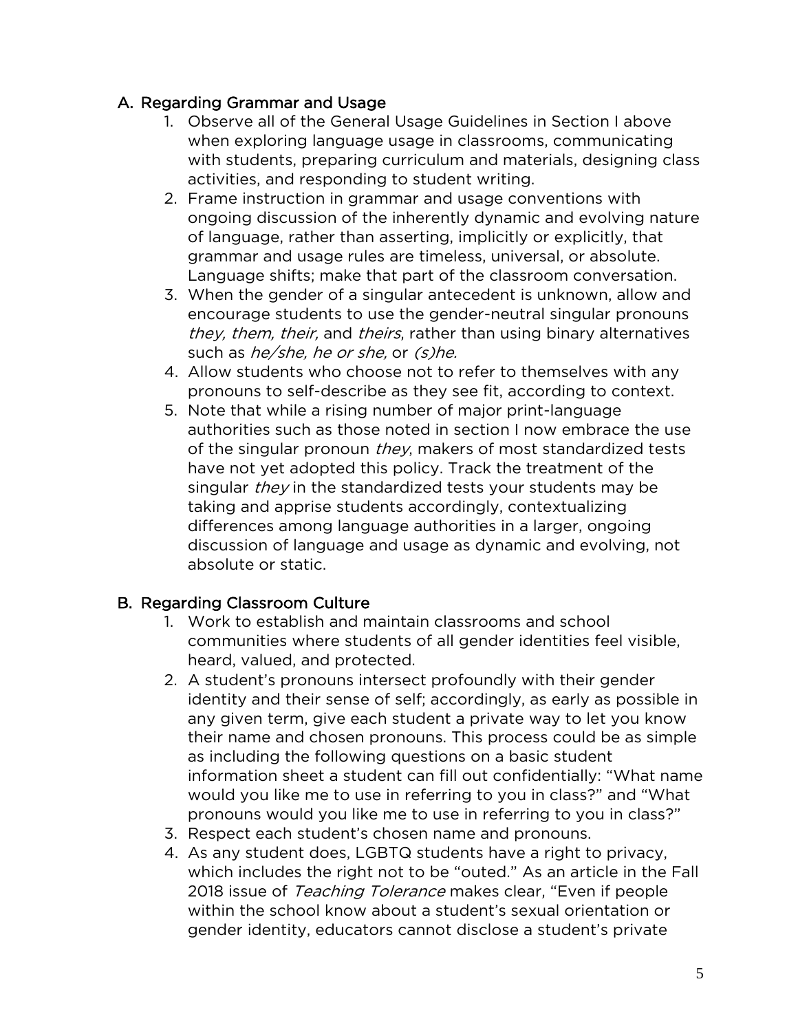### A. Regarding Grammar and Usage

1. Observe all of the General Usage Guidelines in Section I above when exploring language usage in classrooms, communicating with students, preparing curriculum and materials, designing class activities, and responding to student writing.
2. Frame instruction in grammar and usage conventions with ongoing discussion of the inherently dynamic and evolving nature of language, rather than asserting, implicitly or explicitly, that grammar and usage rules are timeless, universal, or absolute. Language shifts; make that part of the classroom conversation.
3. When the gender of a singular antecedent is unknown, allow and encourage students to use the gender-neutral singular pronouns *they, them, their,* and *theirs*, rather than using binary alternatives such as *he/she, he or she,* or *(s)he.*
4. Allow students who choose not to refer to themselves with any pronouns to self-describe as they see fit, according to context.
5. Note that while a rising number of major print-language authorities such as those noted in section I now embrace the use of the singular pronoun *they*, makers of most standardized tests have not yet adopted this policy. Track the treatment of the singular *they* in the standardized tests your students may be taking and apprise students accordingly, contextualizing differences among language authorities in a larger, ongoing discussion of language and usage as dynamic and evolving, not absolute or static.

### B. Regarding Classroom Culture

1. Work to establish and maintain classrooms and school communities where students of all gender identities feel visible, heard, valued, and protected.
2. A student's pronouns intersect profoundly with their gender identity and their sense of self; accordingly, as early as possible in any given term, give each student a private way to let you know their name and chosen pronouns. This process could be as simple as including the following questions on a basic student information sheet a student can fill out confidentially: "What name would you like me to use in referring to you in class?" and "What pronouns would you like me to use in referring to you in class?"
3. Respect each student's chosen name and pronouns.
4. As any student does, LGBTQ students have a right to privacy, which includes the right not to be "outed." As an article in the Fall 2018 issue of *Teaching Tolerance* makes clear, "Even if people within the school know about a student's sexual orientation or gender identity, educators cannot disclose a student's private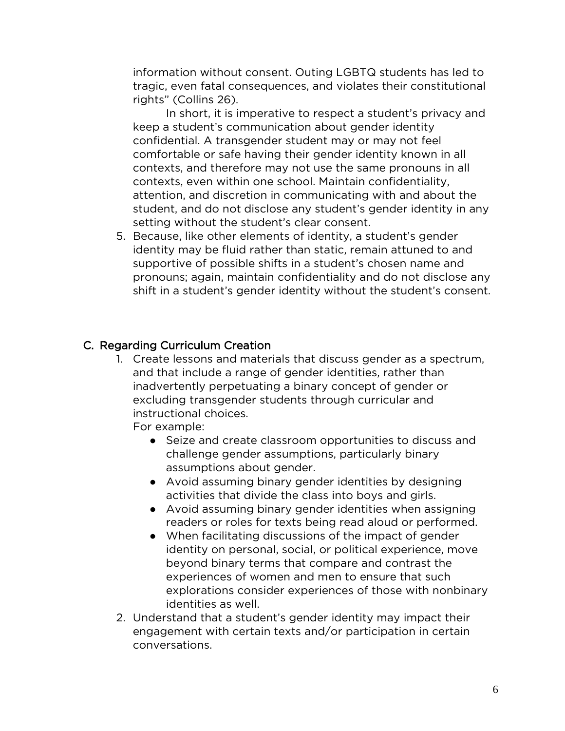information without consent. Outing LGBTQ students has led to tragic, even fatal consequences, and violates their constitutional rights" (Collins 26).

In short, it is imperative to respect a student's privacy and keep a student's communication about gender identity confidential. A transgender student may or may not feel comfortable or safe having their gender identity known in all contexts, and therefore may not use the same pronouns in all contexts, even within one school. Maintain confidentiality, attention, and discretion in communicating with and about the student, and do not disclose any student's gender identity in any setting without the student's clear consent.

5. Because, like other elements of identity, a student's gender identity may be fluid rather than static, remain attuned to and supportive of possible shifts in a student's chosen name and pronouns; again, maintain confidentiality and do not disclose any shift in a student's gender identity without the student's consent.

## C. Regarding Curriculum Creation

1. Create lessons and materials that discuss gender as a spectrum, and that include a range of gender identities, rather than inadvertently perpetuating a binary concept of gender or excluding transgender students through curricular and instructional choices.
   For example:
   - Seize and create classroom opportunities to discuss and challenge gender assumptions, particularly binary assumptions about gender.
   - Avoid assuming binary gender identities by designing activities that divide the class into boys and girls.
   - Avoid assuming binary gender identities when assigning readers or roles for texts being read aloud or performed.
   - When facilitating discussions of the impact of gender identity on personal, social, or political experience, move beyond binary terms that compare and contrast the experiences of women and men to ensure that such explorations consider experiences of those with nonbinary identities as well.
2. Understand that a student's gender identity may impact their engagement with certain texts and/or participation in certain conversations.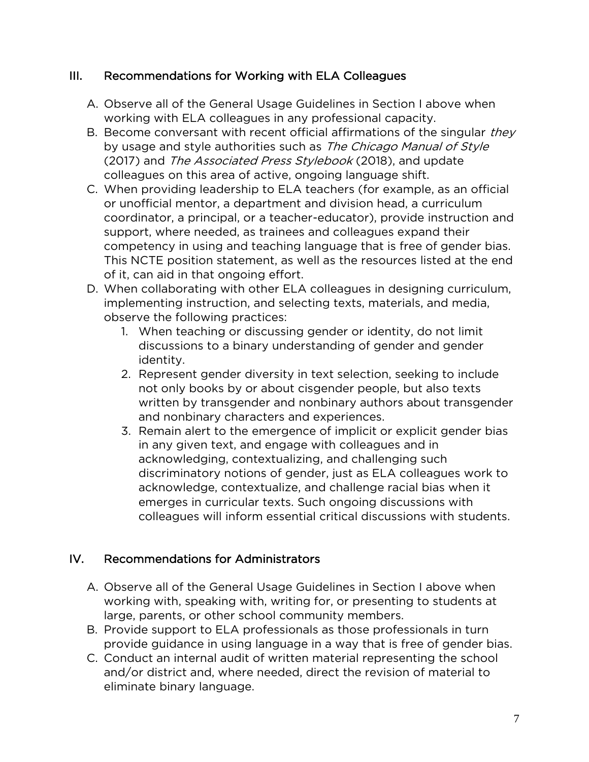## III. Recommendations for Working with ELA Colleagues

A. Observe all of the General Usage Guidelines in Section I above when working with ELA colleagues in any professional capacity.

B. Become conversant with recent official affirmations of the singular *they* by usage and style authorities such as *The Chicago Manual of Style* (2017) and *The Associated Press Stylebook* (2018), and update colleagues on this area of active, ongoing language shift.

C. When providing leadership to ELA teachers (for example, as an official or unofficial mentor, a department and division head, a curriculum coordinator, a principal, or a teacher-educator), provide instruction and support, where needed, as trainees and colleagues expand their competency in using and teaching language that is free of gender bias. This NCTE position statement, as well as the resources listed at the end of it, can aid in that ongoing effort.

D. When collaborating with other ELA colleagues in designing curriculum, implementing instruction, and selecting texts, materials, and media, observe the following practices:
   1. When teaching or discussing gender or identity, do not limit discussions to a binary understanding of gender and gender identity.
   2. Represent gender diversity in text selection, seeking to include not only books by or about cisgender people, but also texts written by transgender and nonbinary authors about transgender and nonbinary characters and experiences.
   3. Remain alert to the emergence of implicit or explicit gender bias in any given text, and engage with colleagues and in acknowledging, contextualizing, and challenging such discriminatory notions of gender, just as ELA colleagues work to acknowledge, contextualize, and challenge racial bias when it emerges in curricular texts. Such ongoing discussions with colleagues will inform essential critical discussions with students.

## IV. Recommendations for Administrators

A. Observe all of the General Usage Guidelines in Section I above when working with, speaking with, writing for, or presenting to students at large, parents, or other school community members.

B. Provide support to ELA professionals as those professionals in turn provide guidance in using language in a way that is free of gender bias.

C. Conduct an internal audit of written material representing the school and/or district and, where needed, direct the revision of material to eliminate binary language.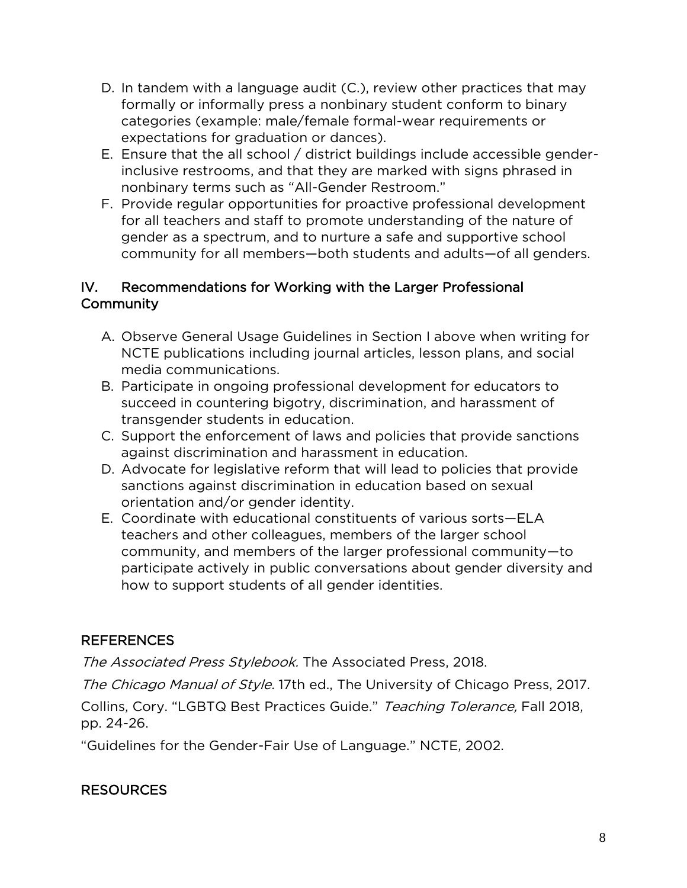D. In tandem with a language audit (C.), review other practices that may formally or informally press a nonbinary student conform to binary categories (example: male/female formal-wear requirements or expectations for graduation or dances).
E. Ensure that the all school / district buildings include accessible gender-inclusive restrooms, and that they are marked with signs phrased in nonbinary terms such as "All-Gender Restroom."
F. Provide regular opportunities for proactive professional development for all teachers and staff to promote understanding of the nature of gender as a spectrum, and to nurture a safe and supportive school community for all members—both students and adults—of all genders.

## IV. Recommendations for Working with the Larger Professional Community

A. Observe General Usage Guidelines in Section I above when writing for NCTE publications including journal articles, lesson plans, and social media communications.
B. Participate in ongoing professional development for educators to succeed in countering bigotry, discrimination, and harassment of transgender students in education.
C. Support the enforcement of laws and policies that provide sanctions against discrimination and harassment in education.
D. Advocate for legislative reform that will lead to policies that provide sanctions against discrimination in education based on sexual orientation and/or gender identity.
E. Coordinate with educational constituents of various sorts—ELA teachers and other colleagues, members of the larger school community, and members of the larger professional community—to participate actively in public conversations about gender diversity and how to support students of all gender identities.

## REFERENCES

*The Associated Press Stylebook.* The Associated Press, 2018.

*The Chicago Manual of Style.* 17th ed., The University of Chicago Press, 2017.

Collins, Cory. "LGBTQ Best Practices Guide." *Teaching Tolerance,* Fall 2018, pp. 24-26.

"Guidelines for the Gender-Fair Use of Language." NCTE, 2002.

## RESOURCES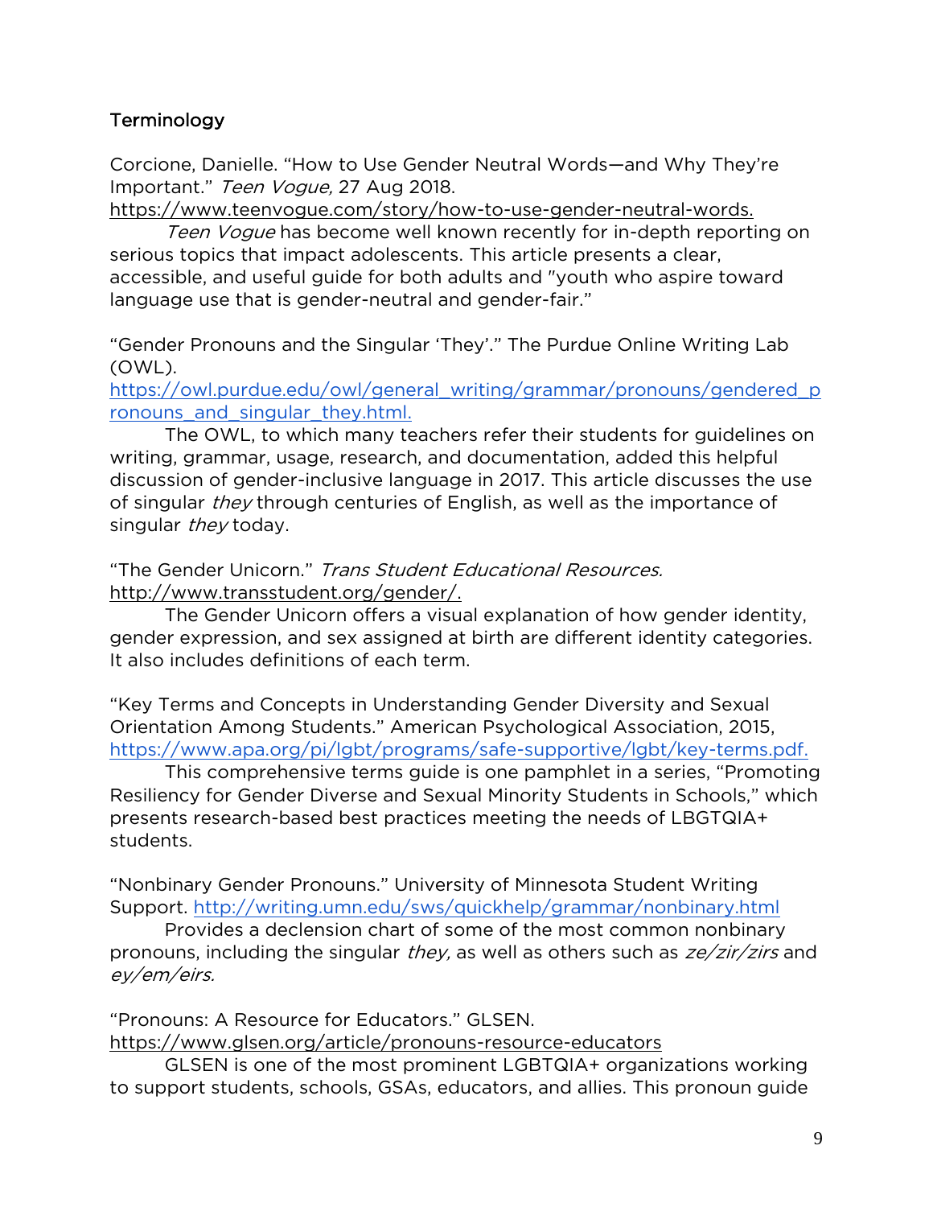## Terminology

Corcione, Danielle. "How to Use Gender Neutral Words—and Why They're Important." *Teen Vogue,* 27 Aug 2018. https://www.teenvogue.com/story/how-to-use-gender-neutral-words.

*Teen Vogue* has become well known recently for in-depth reporting on serious topics that impact adolescents. This article presents a clear, accessible, and useful guide for both adults and "youth who aspire toward language use that is gender-neutral and gender-fair."

"Gender Pronouns and the Singular 'They'." The Purdue Online Writing Lab (OWL). https://owl.purdue.edu/owl/general_writing/grammar/pronouns/gendered_pronouns_and_singular_they.html.

The OWL, to which many teachers refer their students for guidelines on writing, grammar, usage, research, and documentation, added this helpful discussion of gender-inclusive language in 2017. This article discusses the use of singular *they* through centuries of English, as well as the importance of singular *they* today.

"The Gender Unicorn." *Trans Student Educational Resources.* http://www.transstudent.org/gender/.

The Gender Unicorn offers a visual explanation of how gender identity, gender expression, and sex assigned at birth are different identity categories. It also includes definitions of each term.

"Key Terms and Concepts in Understanding Gender Diversity and Sexual Orientation Among Students." American Psychological Association, 2015, https://www.apa.org/pi/lgbt/programs/safe-supportive/lgbt/key-terms.pdf.

This comprehensive terms guide is one pamphlet in a series, "Promoting Resiliency for Gender Diverse and Sexual Minority Students in Schools," which presents research-based best practices meeting the needs of LBGTQIA+ students.

"Nonbinary Gender Pronouns." University of Minnesota Student Writing Support. http://writing.umn.edu/sws/quickhelp/grammar/nonbinary.html

Provides a declension chart of some of the most common nonbinary pronouns, including the singular *they,* as well as others such as *ze/zir/zirs* and *ey/em/eirs.*

"Pronouns: A Resource for Educators." GLSEN. https://www.glsen.org/article/pronouns-resource-educators

GLSEN is one of the most prominent LGBTQIA+ organizations working to support students, schools, GSAs, educators, and allies. This pronoun guide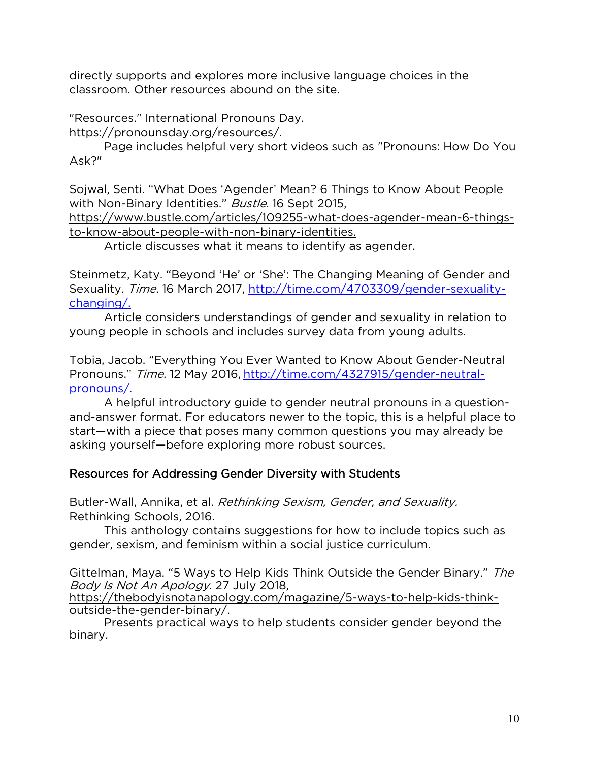directly supports and explores more inclusive language choices in the classroom. Other resources abound on the site.

"Resources." International Pronouns Day. https://pronounsday.org/resources/.

Page includes helpful very short videos such as "Pronouns: How Do You Ask?"

Sojwal, Senti. "What Does 'Agender' Mean? 6 Things to Know About People with Non-Binary Identities." *Bustle.* 16 Sept 2015, https://www.bustle.com/articles/109255-what-does-agender-mean-6-things-to-know-about-people-with-non-binary-identities.

Article discusses what it means to identify as agender.

Steinmetz, Katy. "Beyond 'He' or 'She': The Changing Meaning of Gender and Sexuality. *Time.* 16 March 2017, http://time.com/4703309/gender-sexuality-changing/.

Article considers understandings of gender and sexuality in relation to young people in schools and includes survey data from young adults.

Tobia, Jacob. "Everything You Ever Wanted to Know About Gender-Neutral Pronouns." *Time.* 12 May 2016, http://time.com/4327915/gender-neutral-pronouns/.

A helpful introductory guide to gender neutral pronouns in a question-and-answer format. For educators newer to the topic, this is a helpful place to start—with a piece that poses many common questions you may already be asking yourself—before exploring more robust sources.

## Resources for Addressing Gender Diversity with Students

Butler-Wall, Annika, et al. *Rethinking Sexism, Gender, and Sexuality.* Rethinking Schools, 2016.

This anthology contains suggestions for how to include topics such as gender, sexism, and feminism within a social justice curriculum.

Gittelman, Maya. "5 Ways to Help Kids Think Outside the Gender Binary." *The Body Is Not An Apology.* 27 July 2018, https://thebodyisnotanapology.com/magazine/5-ways-to-help-kids-think-outside-the-gender-binary/.

Presents practical ways to help students consider gender beyond the binary.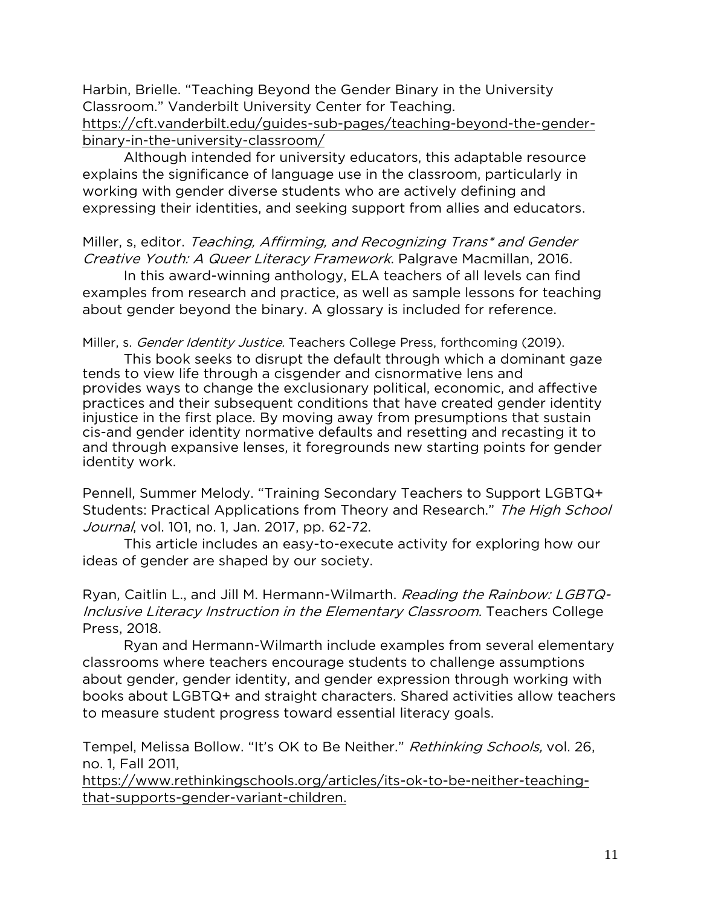Harbin, Brielle. "Teaching Beyond the Gender Binary in the University Classroom." Vanderbilt University Center for Teaching. https://cft.vanderbilt.edu/guides-sub-pages/teaching-beyond-the-gender-binary-in-the-university-classroom/

Although intended for university educators, this adaptable resource explains the significance of language use in the classroom, particularly in working with gender diverse students who are actively defining and expressing their identities, and seeking support from allies and educators.

Miller, s, editor. *Teaching, Affirming, and Recognizing Trans* and Gender Creative Youth: A Queer Literacy Framework*. Palgrave Macmillan, 2016.

In this award-winning anthology, ELA teachers of all levels can find examples from research and practice, as well as sample lessons for teaching about gender beyond the binary. A glossary is included for reference.

Miller, s. *Gender Identity Justice*. Teachers College Press, forthcoming (2019).

This book seeks to disrupt the default through which a dominant gaze tends to view life through a cisgender and cisnormative lens and provides ways to change the exclusionary political, economic, and affective practices and their subsequent conditions that have created gender identity injustice in the first place. By moving away from presumptions that sustain cis-and gender identity normative defaults and resetting and recasting it to and through expansive lenses, it foregrounds new starting points for gender identity work.

Pennell, Summer Melody. "Training Secondary Teachers to Support LGBTQ+ Students: Practical Applications from Theory and Research." *The High School Journal*, vol. 101, no. 1, Jan. 2017, pp. 62-72.

This article includes an easy-to-execute activity for exploring how our ideas of gender are shaped by our society.

Ryan, Caitlin L., and Jill M. Hermann-Wilmarth. *Reading the Rainbow: LGBTQ-Inclusive Literacy Instruction in the Elementary Classroom*. Teachers College Press, 2018.

Ryan and Hermann-Wilmarth include examples from several elementary classrooms where teachers encourage students to challenge assumptions about gender, gender identity, and gender expression through working with books about LGBTQ+ and straight characters. Shared activities allow teachers to measure student progress toward essential literacy goals.

Tempel, Melissa Bollow. "It's OK to Be Neither." *Rethinking Schools,* vol. 26, no. 1, Fall 2011, https://www.rethinkingschools.org/articles/its-ok-to-be-neither-teaching-that-supports-gender-variant-children.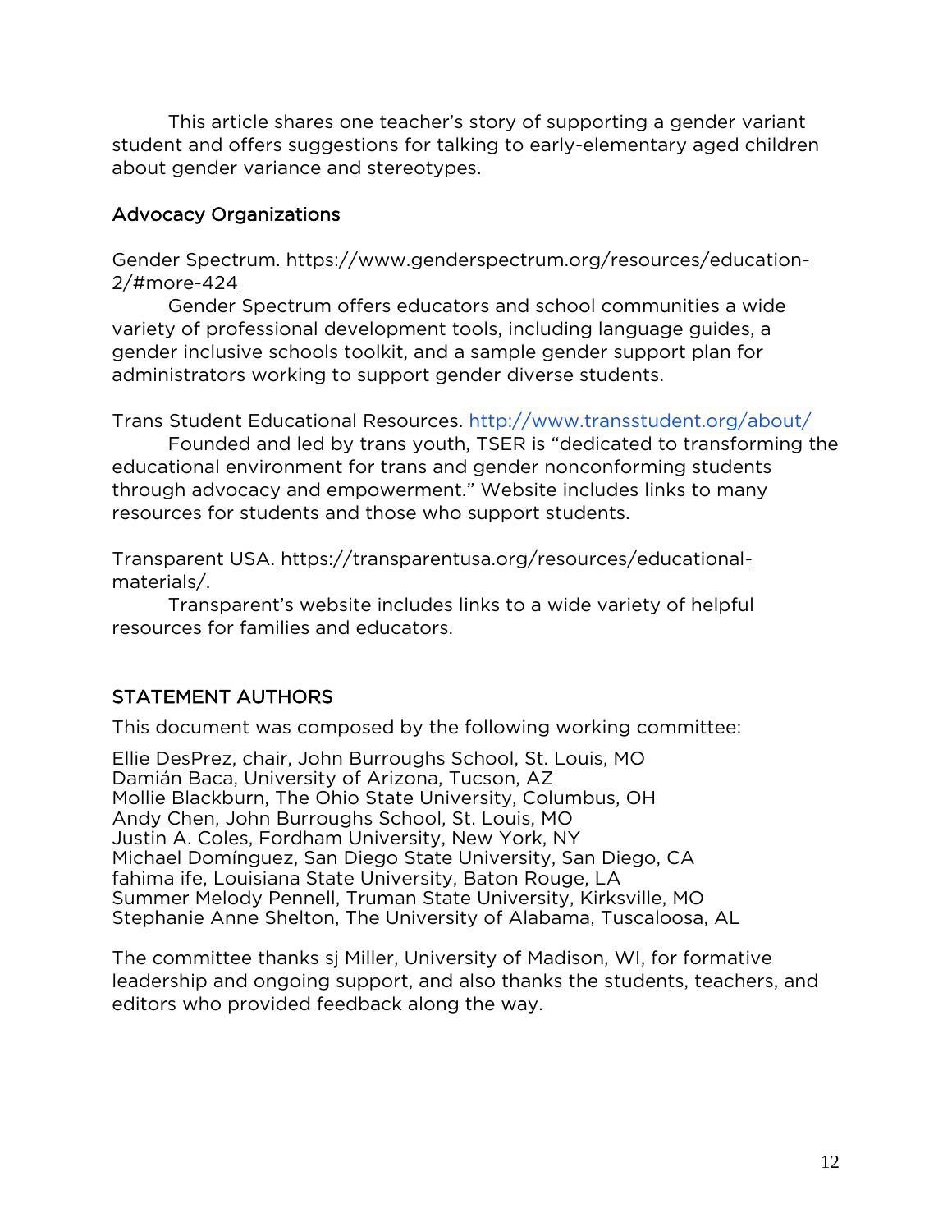This article shares one teacher's story of supporting a gender variant student and offers suggestions for talking to early-elementary aged children about gender variance and stereotypes.

### Advocacy Organizations

Gender Spectrum. https://www.genderspectrum.org/resources/education-2/#more-424

Gender Spectrum offers educators and school communities a wide variety of professional development tools, including language guides, a gender inclusive schools toolkit, and a sample gender support plan for administrators working to support gender diverse students.

Trans Student Educational Resources. http://www.transstudent.org/about/

Founded and led by trans youth, TSER is "dedicated to transforming the educational environment for trans and gender nonconforming students through advocacy and empowerment." Website includes links to many resources for students and those who support students.

Transparent USA. https://transparentusa.org/resources/educational-materials/.

Transparent's website includes links to a wide variety of helpful resources for families and educators.

## STATEMENT AUTHORS

This document was composed by the following working committee:

Ellie DesPrez, chair, John Burroughs School, St. Louis, MO
Damián Baca, University of Arizona, Tucson, AZ
Mollie Blackburn, The Ohio State University, Columbus, OH
Andy Chen, John Burroughs School, St. Louis, MO
Justin A. Coles, Fordham University, New York, NY
Michael Domínguez, San Diego State University, San Diego, CA
fahima ife, Louisiana State University, Baton Rouge, LA
Summer Melody Pennell, Truman State University, Kirksville, MO
Stephanie Anne Shelton, The University of Alabama, Tuscaloosa, AL

The committee thanks sj Miller, University of Madison, WI, for formative leadership and ongoing support, and also thanks the students, teachers, and editors who provided feedback along the way.